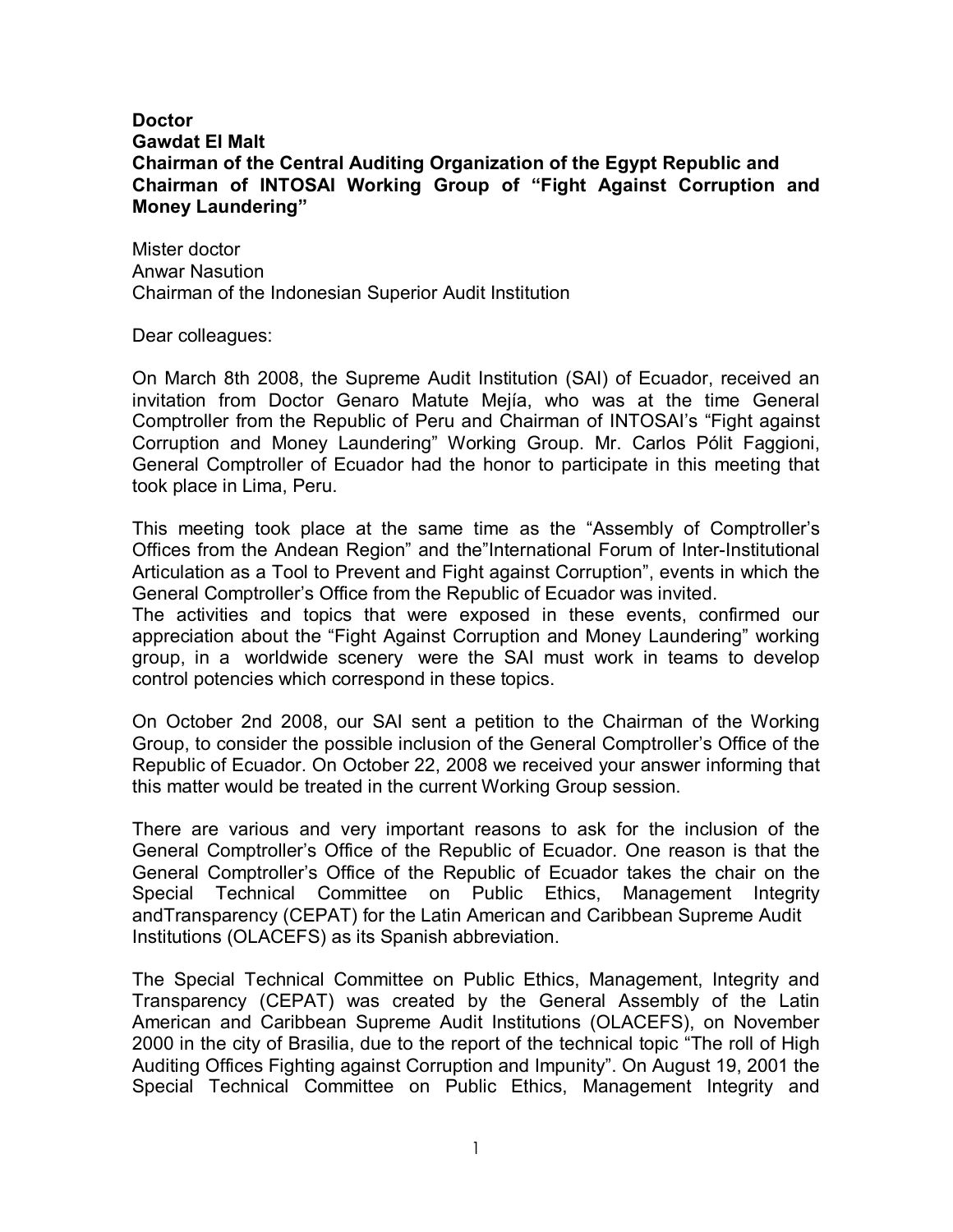**Doctor**
**Gawdat El Malt**
**Chairman of the Central Auditing Organization of the Egypt Republic and Chairman of INTOSAI Working Group of "Fight Against Corruption and Money Laundering"**

Mister doctor
Anwar Nasution
Chairman of the Indonesian Superior Audit Institution

Dear colleagues:

On March 8th 2008, the Supreme Audit Institution (SAI) of Ecuador, received an invitation from Doctor Genaro Matute Mejía, who was at the time General Comptroller from the Republic of Peru and Chairman of INTOSAI's "Fight against Corruption and Money Laundering" Working Group. Mr. Carlos Pólit Faggioni, General Comptroller of Ecuador had the honor to participate in this meeting that took place in Lima, Peru.

This meeting took place at the same time as the "Assembly of Comptroller's Offices from the Andean Region" and the"International Forum of Inter-Institutional Articulation as a Tool to Prevent and Fight against Corruption", events in which the General Comptroller's Office from the Republic of Ecuador was invited.
The activities and topics that were exposed in these events, confirmed our appreciation about the "Fight Against Corruption and Money Laundering" working group, in a worldwide scenery were the SAI must work in teams to develop control potencies which correspond in these topics.

On October 2nd 2008, our SAI sent a petition to the Chairman of the Working Group, to consider the possible inclusion of the General Comptroller's Office of the Republic of Ecuador. On October 22, 2008 we received your answer informing that this matter would be treated in the current Working Group session.

There are various and very important reasons to ask for the inclusion of the General Comptroller's Office of the Republic of Ecuador. One reason is that the General Comptroller's Office of the Republic of Ecuador takes the chair on the Special Technical Committee on Public Ethics, Management Integrity andTransparency (CEPAT) for the Latin American and Caribbean Supreme Audit Institutions (OLACEFS) as its Spanish abbreviation.

The Special Technical Committee on Public Ethics, Management, Integrity and Transparency (CEPAT) was created by the General Assembly of the Latin American and Caribbean Supreme Audit Institutions (OLACEFS), on November 2000 in the city of Brasilia, due to the report of the technical topic "The roll of High Auditing Offices Fighting against Corruption and Impunity". On August 19, 2001 the Special Technical Committee on Public Ethics, Management Integrity and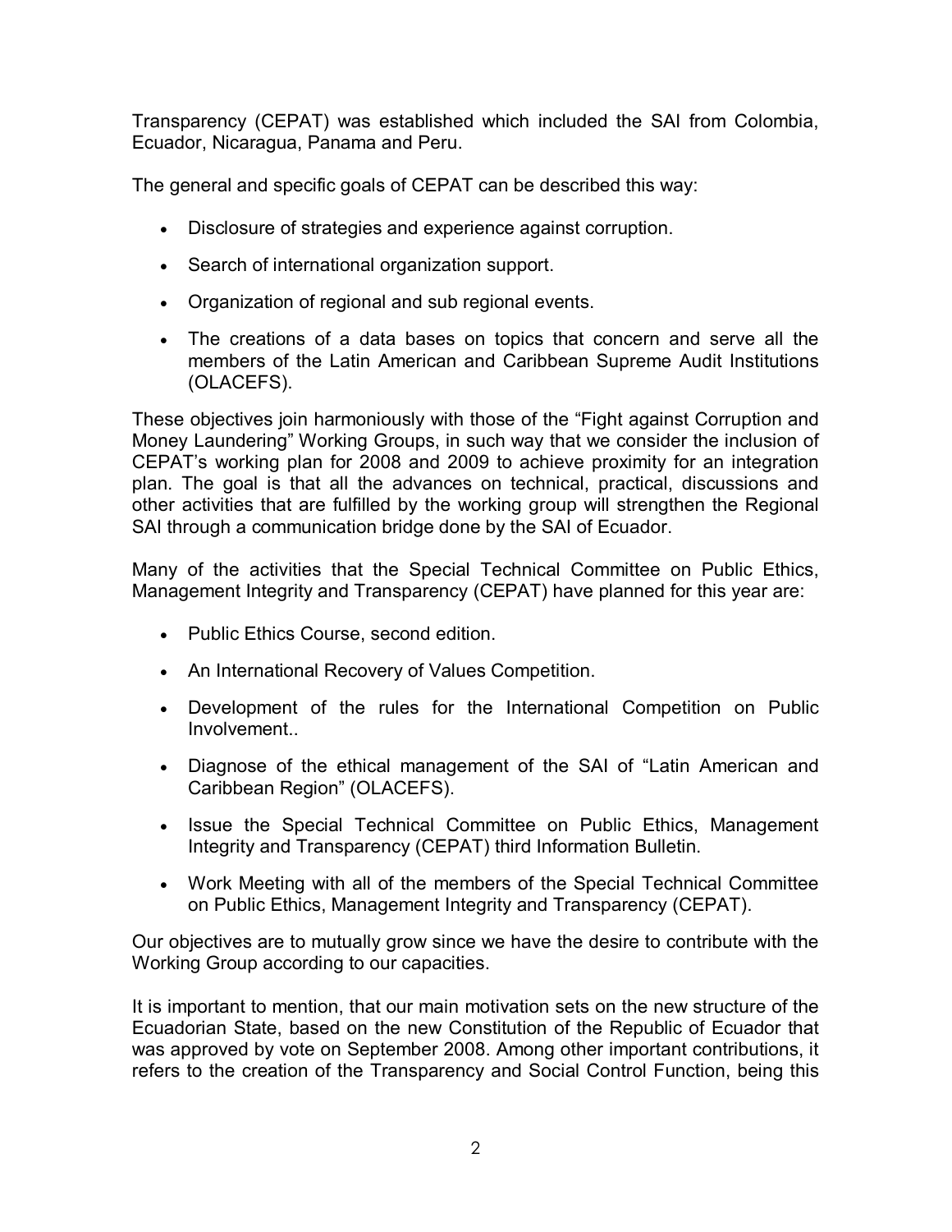Transparency (CEPAT) was established which included the SAI from Colombia, Ecuador, Nicaragua, Panama and Peru.

The general and specific goals of CEPAT can be described this way:

- Disclosure of strategies and experience against corruption.
- Search of international organization support.
- Organization of regional and sub regional events.
- The creations of a data bases on topics that concern and serve all the members of the Latin American and Caribbean Supreme Audit Institutions (OLACEFS).

These objectives join harmoniously with those of the "Fight against Corruption and Money Laundering" Working Groups, in such way that we consider the inclusion of CEPAT's working plan for 2008 and 2009 to achieve proximity for an integration plan. The goal is that all the advances on technical, practical, discussions and other activities that are fulfilled by the working group will strengthen the Regional SAI through a communication bridge done by the SAI of Ecuador.

Many of the activities that the Special Technical Committee on Public Ethics, Management Integrity and Transparency (CEPAT) have planned for this year are:

- Public Ethics Course, second edition.
- An International Recovery of Values Competition.
- Development of the rules for the International Competition on Public Involvement..
- Diagnose of the ethical management of the SAI of "Latin American and Caribbean Region" (OLACEFS).
- Issue the Special Technical Committee on Public Ethics, Management Integrity and Transparency (CEPAT) third Information Bulletin.
- Work Meeting with all of the members of the Special Technical Committee on Public Ethics, Management Integrity and Transparency (CEPAT).

Our objectives are to mutually grow since we have the desire to contribute with the Working Group according to our capacities.

It is important to mention, that our main motivation sets on the new structure of the Ecuadorian State, based on the new Constitution of the Republic of Ecuador that was approved by vote on September 2008. Among other important contributions, it refers to the creation of the Transparency and Social Control Function, being this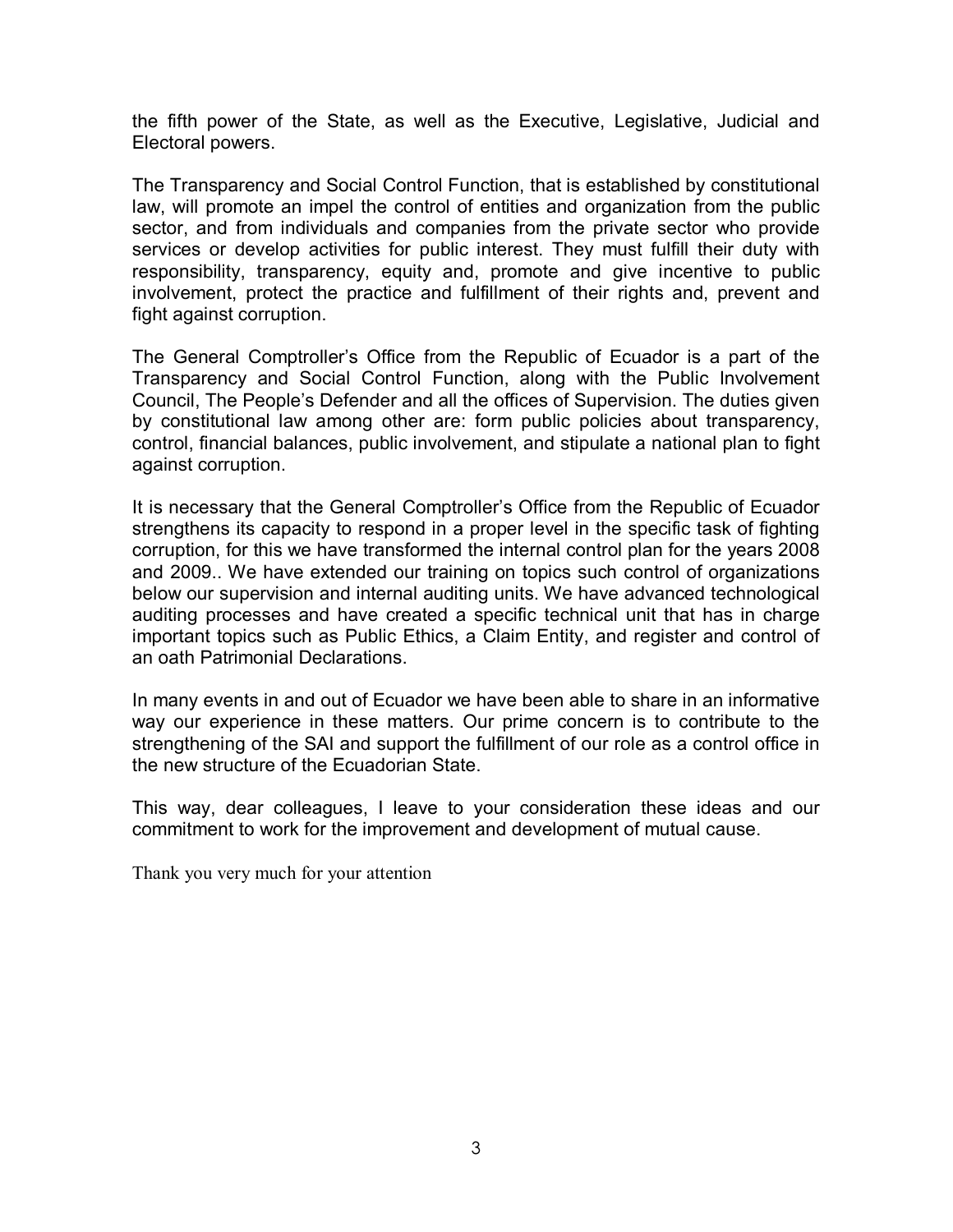the fifth power of the State, as well as the Executive, Legislative, Judicial and Electoral powers.

The Transparency and Social Control Function, that is established by constitutional law, will promote an impel the control of entities and organization from the public sector, and from individuals and companies from the private sector who provide services or develop activities for public interest. They must fulfill their duty with responsibility, transparency, equity and, promote and give incentive to public involvement, protect the practice and fulfillment of their rights and, prevent and fight against corruption.

The General Comptroller's Office from the Republic of Ecuador is a part of the Transparency and Social Control Function, along with the Public Involvement Council, The People's Defender and all the offices of Supervision. The duties given by constitutional law among other are: form public policies about transparency, control, financial balances, public involvement, and stipulate a national plan to fight against corruption.

It is necessary that the General Comptroller's Office from the Republic of Ecuador strengthens its capacity to respond in a proper level in the specific task of fighting corruption, for this we have transformed the internal control plan for the years 2008 and 2009.. We have extended our training on topics such control of organizations below our supervision and internal auditing units. We have advanced technological auditing processes and have created a specific technical unit that has in charge important topics such as Public Ethics, a Claim Entity, and register and control of an oath Patrimonial Declarations.

In many events in and out of Ecuador we have been able to share in an informative way our experience in these matters. Our prime concern is to contribute to the strengthening of the SAI and support the fulfillment of our role as a control office in the new structure of the Ecuadorian State.

This way, dear colleagues, I leave to your consideration these ideas and our commitment to work for the improvement and development of mutual cause.

Thank you very much for your attention